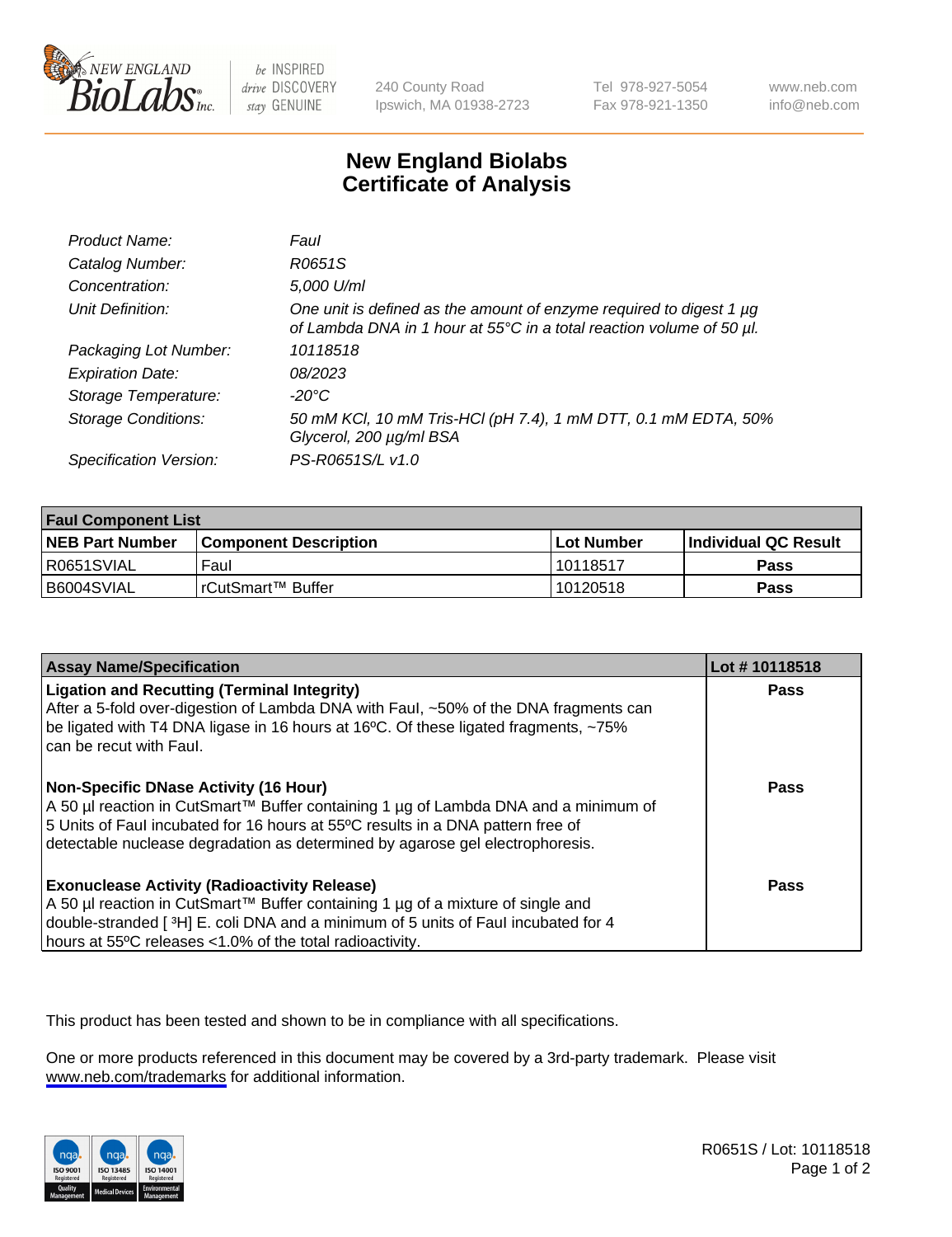New England Biolabs Inc. — be INSPIRED drive DISCOVERY stay GENUINE

240 County Road
Ipswich, MA 01938-2723

Tel 978-927-5054
Fax 978-921-1350

www.neb.com
info@neb.com

# New England Biolabs
# Certificate of Analysis

| | |
|---|---|
| *Product Name:* | *FauI* |
| *Catalog Number:* | *R0651S* |
| *Concentration:* | *5,000 U/ml* |
| *Unit Definition:* | *One unit is defined as the amount of enzyme required to digest 1 µg of Lambda DNA in 1 hour at 55°C in a total reaction volume of 50 µl.* |
| *Packaging Lot Number:* | *10118518* |
| *Expiration Date:* | *08/2023* |
| *Storage Temperature:* | *-20°C* |
| *Storage Conditions:* | *50 mM KCl, 10 mM Tris-HCl (pH 7.4), 1 mM DTT, 0.1 mM EDTA, 50% Glycerol, 200 µg/ml BSA* |
| *Specification Version:* | *PS-R0651S/L v1.0* |

| **FauI Component List** | | | |
|---|---|---|---|
| **NEB Part Number** | **Component Description** | **Lot Number** | **Individual QC Result** |
| R0651SVIAL | FauI | 10118517 | **Pass** |
| B6004SVIAL | rCutSmart™ Buffer | 10120518 | **Pass** |

| **Assay Name/Specification** | **Lot # 10118518** |
|---|---|
| **Ligation and Recutting (Terminal Integrity)**<br>After a 5-fold over-digestion of Lambda DNA with FauI, ~50% of the DNA fragments can be ligated with T4 DNA ligase in 16 hours at 16ºC. Of these ligated fragments, ~75% can be recut with FauI. | **Pass** |
| **Non-Specific DNase Activity (16 Hour)**<br>A 50 µl reaction in CutSmart™ Buffer containing 1 µg of Lambda DNA and a minimum of 5 Units of FauI incubated for 16 hours at 55ºC results in a DNA pattern free of detectable nuclease degradation as determined by agarose gel electrophoresis. | **Pass** |
| **Exonuclease Activity (Radioactivity Release)**<br>A 50 µl reaction in CutSmart™ Buffer containing 1 µg of a mixture of single and double-stranded [ $^{3}$H] E. coli DNA and a minimum of 5 units of FauI incubated for 4 hours at 55ºC releases <1.0% of the total radioactivity. | **Pass** |

This product has been tested and shown to be in compliance with all specifications.

One or more products referenced in this document may be covered by a 3rd-party trademark. Please visit www.neb.com/trademarks for additional information.

R0651S / Lot: 10118518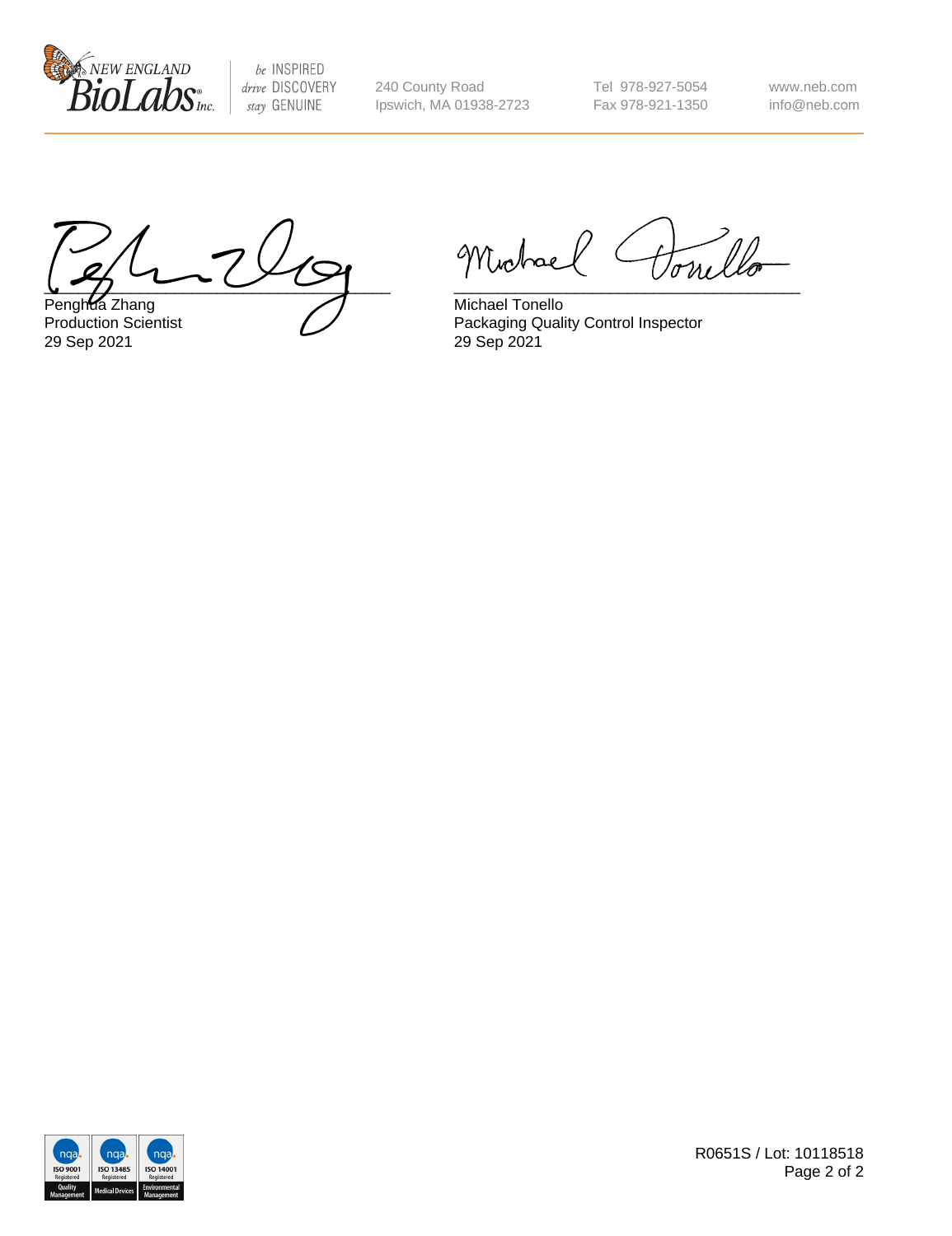Penghua Zhang
Production Scientist
29 Sep 2021

Michael Tonello
Packaging Quality Control Inspector
29 Sep 2021

R0651S / Lot: 10118518